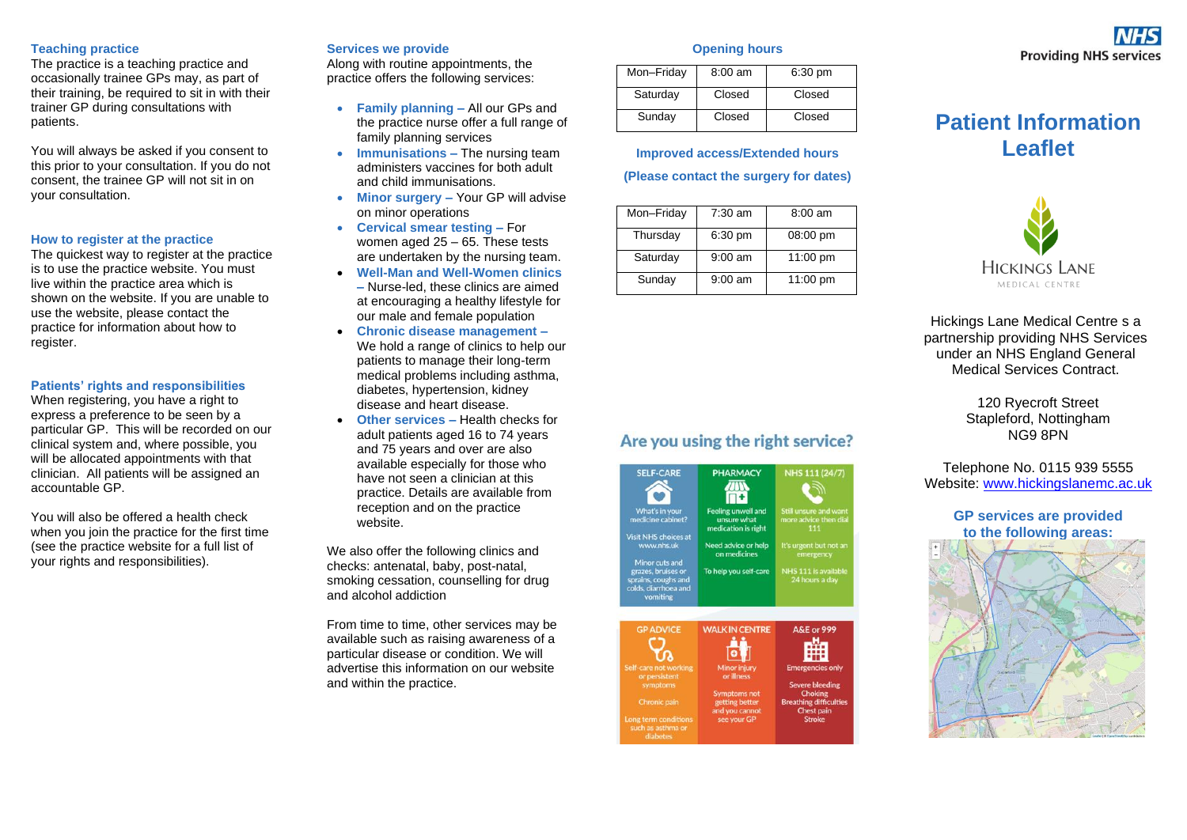## Teaching practice

The practice is a teaching practice and occasionally trainee GPs may, as part of their training, be required to sit in with their trainer GP during consultations with patients.

You will always be asked if you consent to this prior to your consultation. If you do not consent, the trainee GP will not sit in on your consultation.

## How to register at the practice

The quickest way to register at the practice is to use the practice website. You must live within the practice area which is shown on the website. If you are unable to use the website, please contact the practice for information about how to register.

## Patients' rights and responsibilities

When registering, you have a right to express a preference to be seen by a particular GP. This will be recorded on our clinical system and, where possible, you will be allocated appointments with that clinician. All patients will be assigned an accountable GP.

You will also be offered a health check when you join the practice for the first time (see the practice website for a full list of your rights and responsibilities).

## Services we provide

Along with routine appointments, the practice offers the following services:

- **Family planning –** All our GPs and the practice nurse offer a full range of family planning services
- **Immunisations –** The nursing team administers vaccines for both adult and child immunisations.
- **Minor surgery –** Your GP will advise on minor operations
- **Cervical smear testing –** For women aged 25 – 65. These tests are undertaken by the nursing team.
- **Well-Man and Well-Women clinics –** Nurse-led, these clinics are aimed at encouraging a healthy lifestyle for our male and female population
- **Chronic disease management –** We hold a range of clinics to help our patients to manage their long-term medical problems including asthma, diabetes, hypertension, kidney disease and heart disease.
- **Other services –** Health checks for adult patients aged 16 to 74 years and 75 years and over are also available especially for those who have not seen a clinician at this practice. Details are available from reception and on the practice website.

We also offer the following clinics and checks: antenatal, baby, post-natal, smoking cessation, counselling for drug and alcohol addiction

From time to time, other services may be available such as raising awareness of a particular disease or condition. We will advertise this information on our website and within the practice.

## Opening hours

| Mon–Friday | 8:00 am | 6:30 pm |
|---|---|---|
| Saturday | Closed | Closed |
| Sunday | Closed | Closed |

**Improved access/Extended hours**

**(Please contact the surgery for dates)**

| Mon–Friday | 7:30 am | 8:00 am |
|---|---|---|
| Thursday | 6:30 pm | 08:00 pm |
| Saturday | 9:00 am | 11:00 pm |
| Sunday | 9:00 am | 11:00 pm |

## Are you using the right service?

| SELF-CARE | PHARMACY | NHS 111 (24/7) |
|---|---|---|
| What's in your medicine cabinet? Visit NHS choices at www.nhs.uk Minor cuts and grazes, bruises or sprains, coughs and colds, diarrhoea and vomiting | Feeling unwell and unsure what medication is right Need advice or help on medicines To help you self-care | Still unsure and want more advice then dial 111 It's urgent but not an emergency NHS 111 is available 24 hours a day |

| GP ADVICE | WALK IN CENTRE | A&E or 999 |
|---|---|---|
| Self-care not working or persistent symptoms Chronic pain Long term conditions such as asthma or diabetes | Minor injury or illness Symptoms not getting better and you cannot see your GP | Emergencies only Severe bleeding Choking Breathing difficulties Chest pain Stroke |

NHS Providing NHS services

# Patient Information Leaflet

HICKINGS LANE MEDICAL CENTRE

Hickings Lane Medical Centre s a partnership providing NHS Services under an NHS England General Medical Services Contract.

120 Ryecroft Street
Stapleford, Nottingham
NG9 8PN

Telephone No. 0115 939 5555
Website: www.hickingslanemc.ac.uk

**GP services are provided to the following areas:**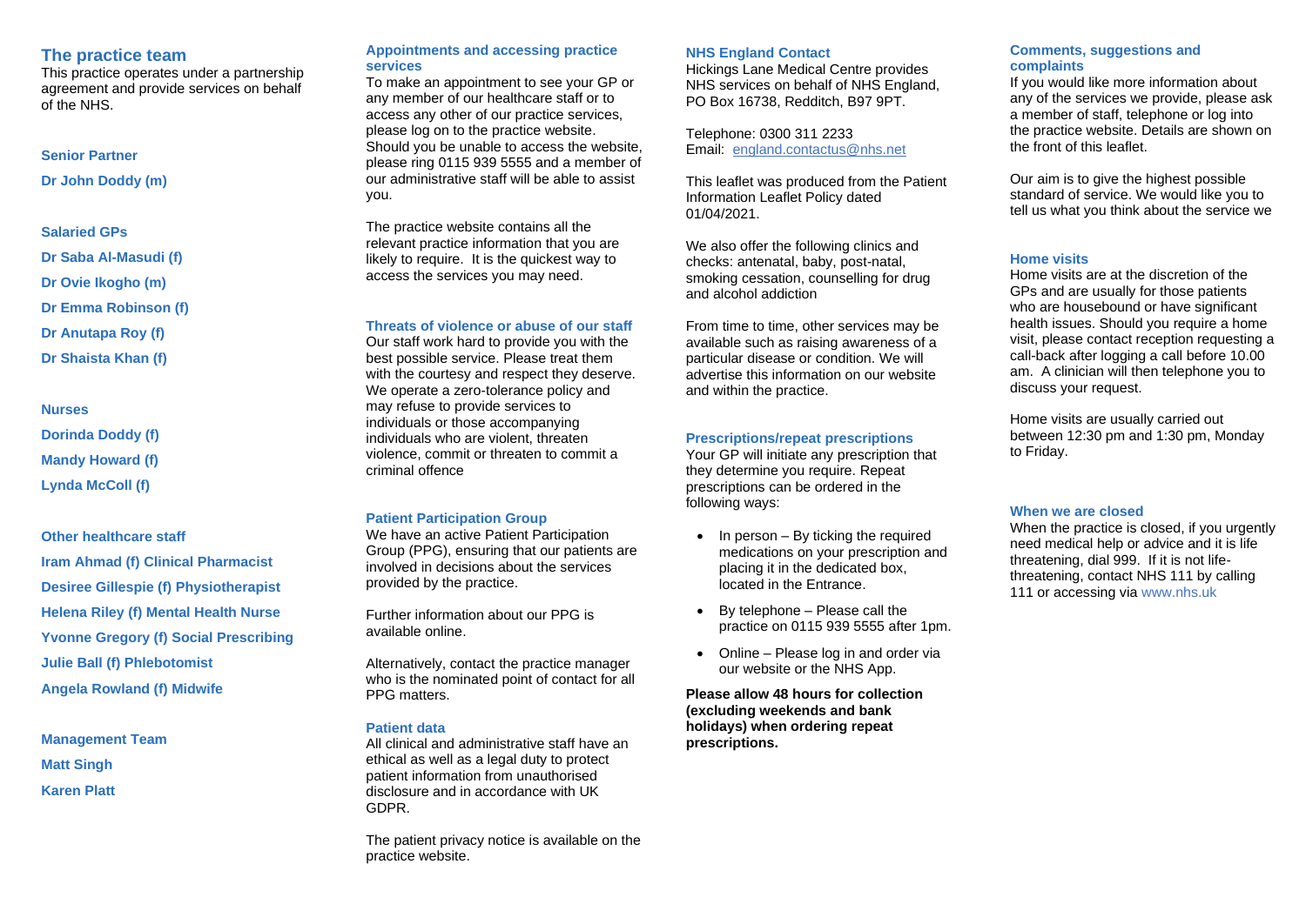## The practice team

This practice operates under a partnership agreement and provide services on behalf of the NHS.

**Senior Partner**

**Dr John Doddy (m)**

**Salaried GPs**

**Dr Saba Al-Masudi (f)**

**Dr Ovie Ikogho (m)**

**Dr Emma Robinson (f)**

**Dr Anutapa Roy (f)**

**Dr Shaista Khan (f)**

**Nurses**

**Dorinda Doddy (f)**

**Mandy Howard (f)**

**Lynda McColl (f)**

**Other healthcare staff**

**Iram Ahmad (f) Clinical Pharmacist**

**Desiree Gillespie (f) Physiotherapist**

**Helena Riley (f) Mental Health Nurse**

**Yvonne Gregory (f) Social Prescribing**

**Julie Ball (f) Phlebotomist**

**Angela Rowland (f) Midwife**

**Management Team**

**Matt Singh**

**Karen Platt**

### Appointments and accessing practice services

To make an appointment to see your GP or any member of our healthcare staff or to access any other of our practice services, please log on to the practice website. Should you be unable to access the website, please ring 0115 939 5555 and a member of our administrative staff will be able to assist you.

The practice website contains all the relevant practice information that you are likely to require. It is the quickest way to access the services you may need.

### Threats of violence or abuse of our staff

Our staff work hard to provide you with the best possible service. Please treat them with the courtesy and respect they deserve. We operate a zero-tolerance policy and may refuse to provide services to individuals or those accompanying individuals who are violent, threaten violence, commit or threaten to commit a criminal offence

### Patient Participation Group

We have an active Patient Participation Group (PPG), ensuring that our patients are involved in decisions about the services provided by the practice.

Further information about our PPG is available online.

Alternatively, contact the practice manager who is the nominated point of contact for all PPG matters.

### Patient data

All clinical and administrative staff have an ethical as well as a legal duty to protect patient information from unauthorised disclosure and in accordance with UK GDPR.

The patient privacy notice is available on the practice website.

### NHS England Contact

Hickings Lane Medical Centre provides NHS services on behalf of NHS England, PO Box 16738, Redditch, B97 9PT.

Telephone: 0300 311 2233
Email: england.contactus@nhs.net

This leaflet was produced from the Patient Information Leaflet Policy dated 01/04/2021.

We also offer the following clinics and checks: antenatal, baby, post-natal, smoking cessation, counselling for drug and alcohol addiction

From time to time, other services may be available such as raising awareness of a particular disease or condition. We will advertise this information on our website and within the practice.

### Prescriptions/repeat prescriptions

Your GP will initiate any prescription that they determine you require. Repeat prescriptions can be ordered in the following ways:

- In person – By ticking the required medications on your prescription and placing it in the dedicated box, located in the Entrance.
- By telephone – Please call the practice on 0115 939 5555 after 1pm.
- Online – Please log in and order via our website or the NHS App.

**Please allow 48 hours for collection (excluding weekends and bank holidays) when ordering repeat prescriptions.**

### Comments, suggestions and complaints

If you would like more information about any of the services we provide, please ask a member of staff, telephone or log into the practice website. Details are shown on the front of this leaflet.

Our aim is to give the highest possible standard of service. We would like you to tell us what you think about the service we

### Home visits

Home visits are at the discretion of the GPs and are usually for those patients who are housebound or have significant health issues. Should you require a home visit, please contact reception requesting a call-back after logging a call before 10.00 am. A clinician will then telephone you to discuss your request.

Home visits are usually carried out between 12:30 pm and 1:30 pm, Monday to Friday.

### When we are closed

When the practice is closed, if you urgently need medical help or advice and it is life threatening, dial 999. If it is not life-threatening, contact NHS 111 by calling 111 or accessing via www.nhs.uk